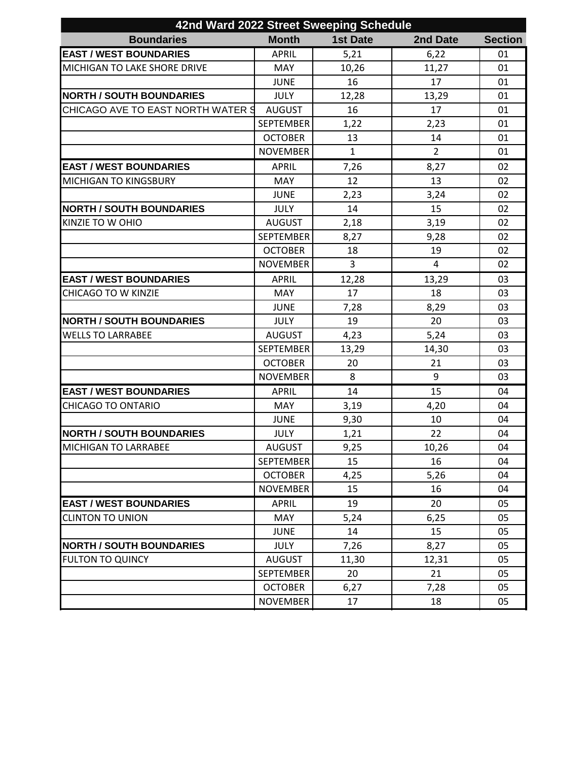| 42nd Ward 2022 Street Sweeping Schedule | | | | |
|---|---|---|---|---|
| **Boundaries** | **Month** | **1st Date** | **2nd Date** | **Section** |
| **EAST / WEST BOUNDARIES** | APRIL | 5,21 | 6,22 | 01 |
| MICHIGAN TO LAKE SHORE DRIVE | MAY | 10,26 | 11,27 | 01 |
| | JUNE | 16 | 17 | 01 |
| **NORTH / SOUTH BOUNDARIES** | JULY | 12,28 | 13,29 | 01 |
| CHICAGO AVE TO EAST NORTH WATER S | AUGUST | 16 | 17 | 01 |
| | SEPTEMBER | 1,22 | 2,23 | 01 |
| | OCTOBER | 13 | 14 | 01 |
| | NOVEMBER | 1 | 2 | 01 |
| **EAST / WEST BOUNDARIES** | APRIL | 7,26 | 8,27 | 02 |
| MICHIGAN TO KINGSBURY | MAY | 12 | 13 | 02 |
| | JUNE | 2,23 | 3,24 | 02 |
| **NORTH / SOUTH BOUNDARIES** | JULY | 14 | 15 | 02 |
| KINZIE TO W OHIO | AUGUST | 2,18 | 3,19 | 02 |
| | SEPTEMBER | 8,27 | 9,28 | 02 |
| | OCTOBER | 18 | 19 | 02 |
| | NOVEMBER | 3 | 4 | 02 |
| **EAST / WEST BOUNDARIES** | APRIL | 12,28 | 13,29 | 03 |
| CHICAGO TO W KINZIE | MAY | 17 | 18 | 03 |
| | JUNE | 7,28 | 8,29 | 03 |
| **NORTH / SOUTH BOUNDARIES** | JULY | 19 | 20 | 03 |
| WELLS TO LARRABEE | AUGUST | 4,23 | 5,24 | 03 |
| | SEPTEMBER | 13,29 | 14,30 | 03 |
| | OCTOBER | 20 | 21 | 03 |
| | NOVEMBER | 8 | 9 | 03 |
| **EAST / WEST BOUNDARIES** | APRIL | 14 | 15 | 04 |
| CHICAGO TO ONTARIO | MAY | 3,19 | 4,20 | 04 |
| | JUNE | 9,30 | 10 | 04 |
| **NORTH / SOUTH BOUNDARIES** | JULY | 1,21 | 22 | 04 |
| MICHIGAN TO LARRABEE | AUGUST | 9,25 | 10,26 | 04 |
| | SEPTEMBER | 15 | 16 | 04 |
| | OCTOBER | 4,25 | 5,26 | 04 |
| | NOVEMBER | 15 | 16 | 04 |
| **EAST / WEST BOUNDARIES** | APRIL | 19 | 20 | 05 |
| CLINTON TO UNION | MAY | 5,24 | 6,25 | 05 |
| | JUNE | 14 | 15 | 05 |
| **NORTH / SOUTH BOUNDARIES** | JULY | 7,26 | 8,27 | 05 |
| FULTON TO QUINCY | AUGUST | 11,30 | 12,31 | 05 |
| | SEPTEMBER | 20 | 21 | 05 |
| | OCTOBER | 6,27 | 7,28 | 05 |
| | NOVEMBER | 17 | 18 | 05 |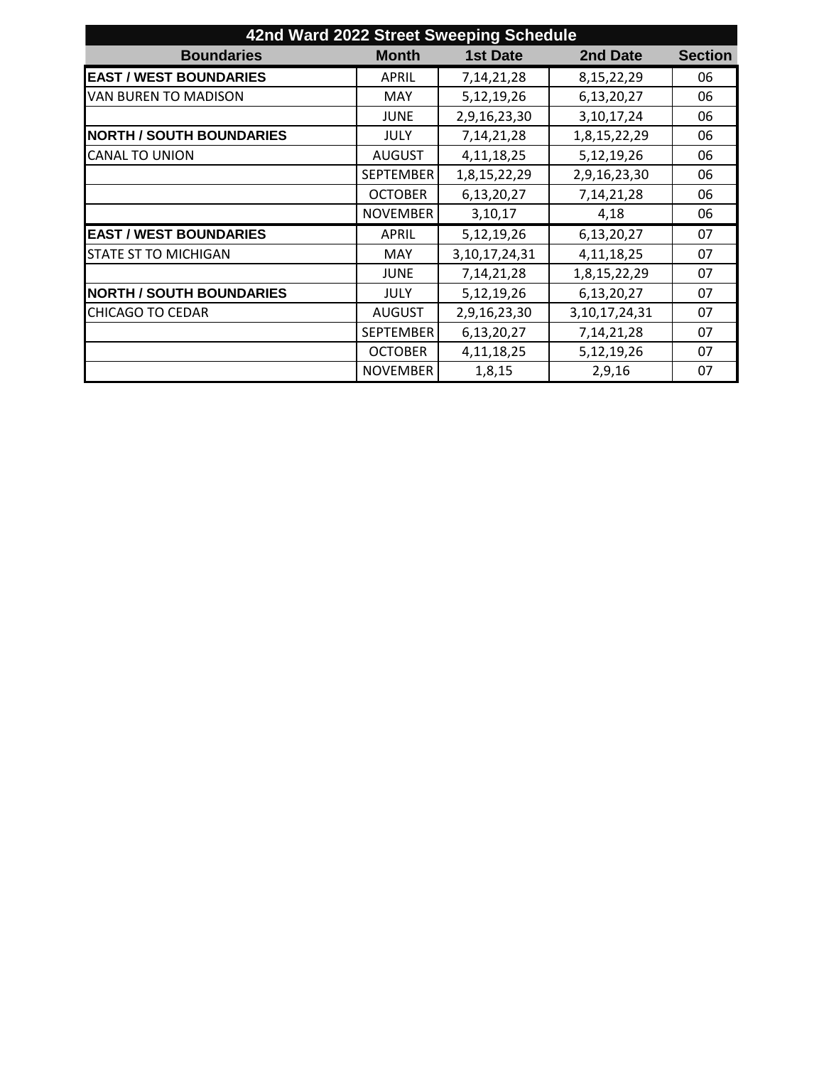| 42nd Ward 2022 Street Sweeping Schedule | | | | |
| --- | --- | --- | --- | --- |
| **Boundaries** | **Month** | **1st Date** | **2nd Date** | **Section** |
| **EAST / WEST BOUNDARIES** | APRIL | 7,14,21,28 | 8,15,22,29 | 06 |
| VAN BUREN TO MADISON | MAY | 5,12,19,26 | 6,13,20,27 | 06 |
| | JUNE | 2,9,16,23,30 | 3,10,17,24 | 06 |
| **NORTH / SOUTH BOUNDARIES** | JULY | 7,14,21,28 | 1,8,15,22,29 | 06 |
| CANAL TO UNION | AUGUST | 4,11,18,25 | 5,12,19,26 | 06 |
| | SEPTEMBER | 1,8,15,22,29 | 2,9,16,23,30 | 06 |
| | OCTOBER | 6,13,20,27 | 7,14,21,28 | 06 |
| | NOVEMBER | 3,10,17 | 4,18 | 06 |
| **EAST / WEST BOUNDARIES** | APRIL | 5,12,19,26 | 6,13,20,27 | 07 |
| STATE ST TO MICHIGAN | MAY | 3,10,17,24,31 | 4,11,18,25 | 07 |
| | JUNE | 7,14,21,28 | 1,8,15,22,29 | 07 |
| **NORTH / SOUTH BOUNDARIES** | JULY | 5,12,19,26 | 6,13,20,27 | 07 |
| CHICAGO TO CEDAR | AUGUST | 2,9,16,23,30 | 3,10,17,24,31 | 07 |
| | SEPTEMBER | 6,13,20,27 | 7,14,21,28 | 07 |
| | OCTOBER | 4,11,18,25 | 5,12,19,26 | 07 |
| | NOVEMBER | 1,8,15 | 2,9,16 | 07 |